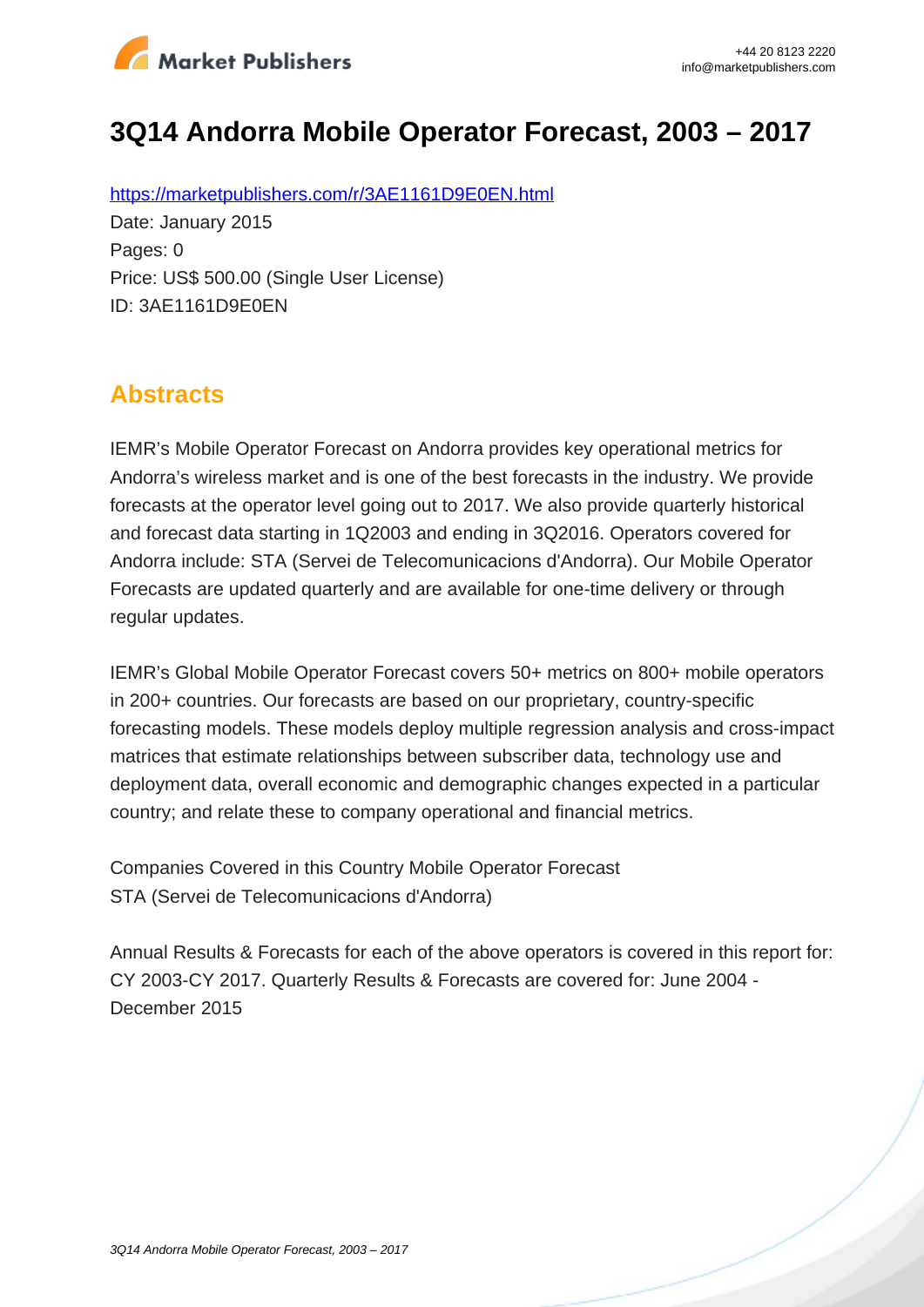# 3Q14 Andorra Mobile Operator Forecast, 2003 – 2017

https://marketpublishers.com/r/3AE1161D9E0EN.html

Date: January 2015

Pages: 0

Price: US$ 500.00 (Single User License)

ID: 3AE1161D9E0EN

## Abstracts

IEMR's Mobile Operator Forecast on Andorra provides key operational metrics for Andorra's wireless market and is one of the best forecasts in the industry. We provide forecasts at the operator level going out to 2017. We also provide quarterly historical and forecast data starting in 1Q2003 and ending in 3Q2016. Operators covered for Andorra include: STA (Servei de Telecomunicacions d'Andorra). Our Mobile Operator Forecasts are updated quarterly and are available for one-time delivery or through regular updates.

IEMR's Global Mobile Operator Forecast covers 50+ metrics on 800+ mobile operators in 200+ countries. Our forecasts are based on our proprietary, country-specific forecasting models. These models deploy multiple regression analysis and cross-impact matrices that estimate relationships between subscriber data, technology use and deployment data, overall economic and demographic changes expected in a particular country; and relate these to company operational and financial metrics.

Companies Covered in this Country Mobile Operator Forecast
STA (Servei de Telecomunicacions d'Andorra)

Annual Results & Forecasts for each of the above operators is covered in this report for: CY 2003-CY 2017. Quarterly Results & Forecasts are covered for: June 2004 - December 2015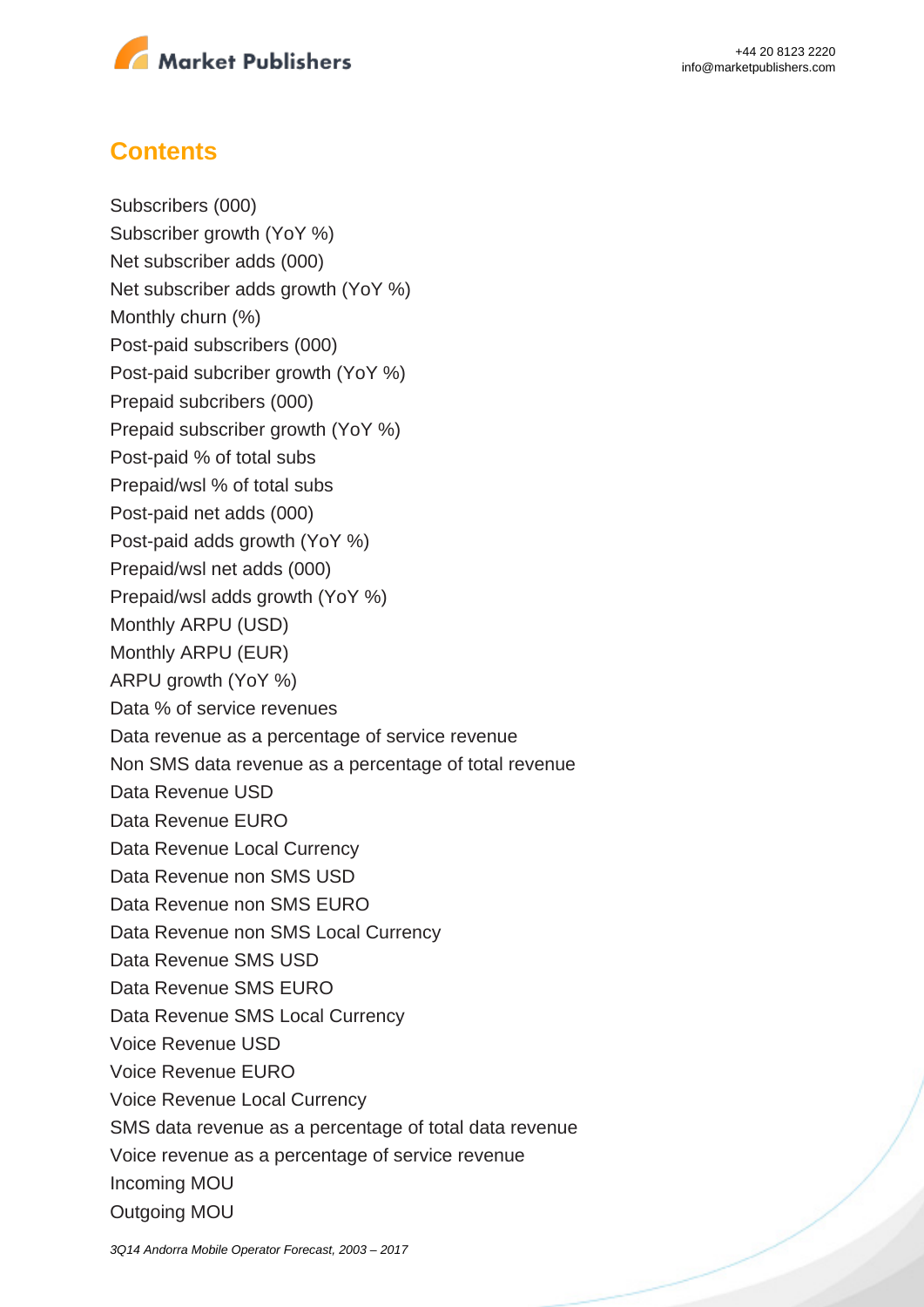## Contents

Subscribers (000)
Subscriber growth (YoY %)
Net subscriber adds (000)
Net subscriber adds growth (YoY %)
Monthly churn (%)
Post-paid subscribers (000)
Post-paid subcriber growth (YoY %)
Prepaid subcribers (000)
Prepaid subscriber growth (YoY %)
Post-paid % of total subs
Prepaid/wsl % of total subs
Post-paid net adds (000)
Post-paid adds growth (YoY %)
Prepaid/wsl net adds (000)
Prepaid/wsl adds growth (YoY %)
Monthly ARPU (USD)
Monthly ARPU (EUR)
ARPU growth (YoY %)
Data % of service revenues
Data revenue as a percentage of service revenue
Non SMS data revenue as a percentage of total revenue
Data Revenue USD
Data Revenue EURO
Data Revenue Local Currency
Data Revenue non SMS USD
Data Revenue non SMS EURO
Data Revenue non SMS Local Currency
Data Revenue SMS USD
Data Revenue SMS EURO
Data Revenue SMS Local Currency
Voice Revenue USD
Voice Revenue EURO
Voice Revenue Local Currency
SMS data revenue as a percentage of total data revenue
Voice revenue as a percentage of service revenue
Incoming MOU
Outgoing MOU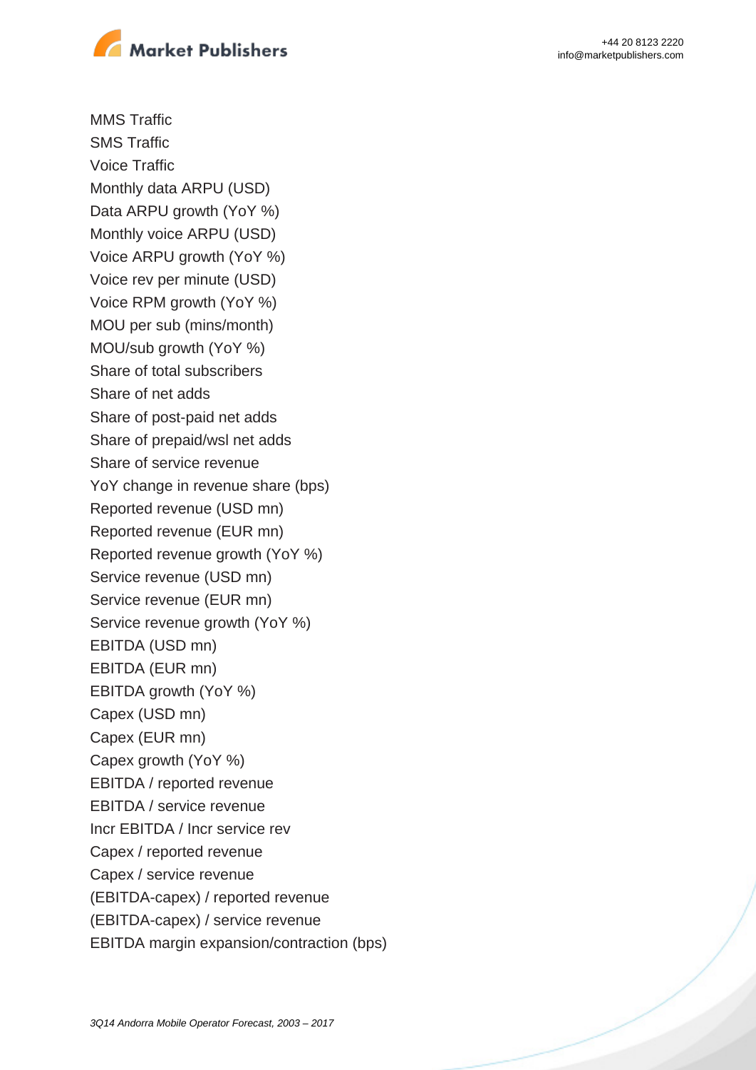MMS Traffic
SMS Traffic
Voice Traffic
Monthly data ARPU (USD)
Data ARPU growth (YoY %)
Monthly voice ARPU (USD)
Voice ARPU growth (YoY %)
Voice rev per minute (USD)
Voice RPM growth (YoY %)
MOU per sub (mins/month)
MOU/sub growth (YoY %)
Share of total subscribers
Share of net adds
Share of post-paid net adds
Share of prepaid/wsl net adds
Share of service revenue
YoY change in revenue share (bps)
Reported revenue (USD mn)
Reported revenue (EUR mn)
Reported revenue growth (YoY %)
Service revenue (USD mn)
Service revenue (EUR mn)
Service revenue growth (YoY %)
EBITDA (USD mn)
EBITDA (EUR mn)
EBITDA growth (YoY %)
Capex (USD mn)
Capex (EUR mn)
Capex growth (YoY %)
EBITDA / reported revenue
EBITDA / service revenue
Incr EBITDA / Incr service rev
Capex / reported revenue
Capex / service revenue
(EBITDA-capex) / reported revenue
(EBITDA-capex) / service revenue
EBITDA margin expansion/contraction (bps)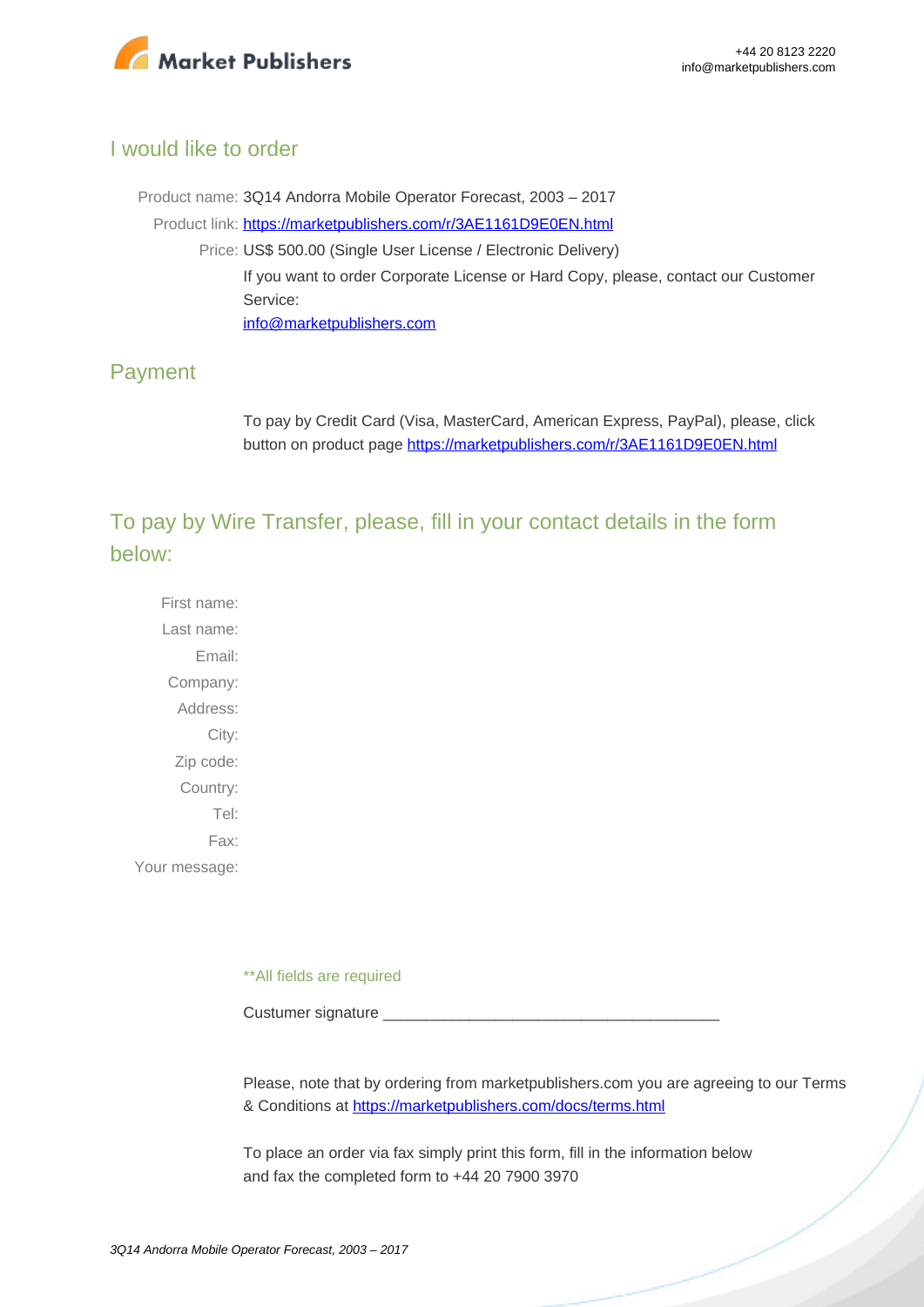## I would like to order

Product name: 3Q14 Andorra Mobile Operator Forecast, 2003 – 2017

Product link: https://marketpublishers.com/r/3AE1161D9E0EN.html

Price: US$ 500.00 (Single User License / Electronic Delivery)

If you want to order Corporate License or Hard Copy, please, contact our Customer Service:

info@marketpublishers.com

## Payment

To pay by Credit Card (Visa, MasterCard, American Express, PayPal), please, click button on product page https://marketpublishers.com/r/3AE1161D9E0EN.html

## To pay by Wire Transfer, please, fill in your contact details in the form below:

First name:

Last name:

Email:

Company:

Address:

City:

Zip code:

Country:

Tel:

Fax:

Your message:

**All fields are required

Custumer signature _______________________________________

Please, note that by ordering from marketpublishers.com you are agreeing to our Terms & Conditions at https://marketpublishers.com/docs/terms.html

To place an order via fax simply print this form, fill in the information below and fax the completed form to +44 20 7900 3970